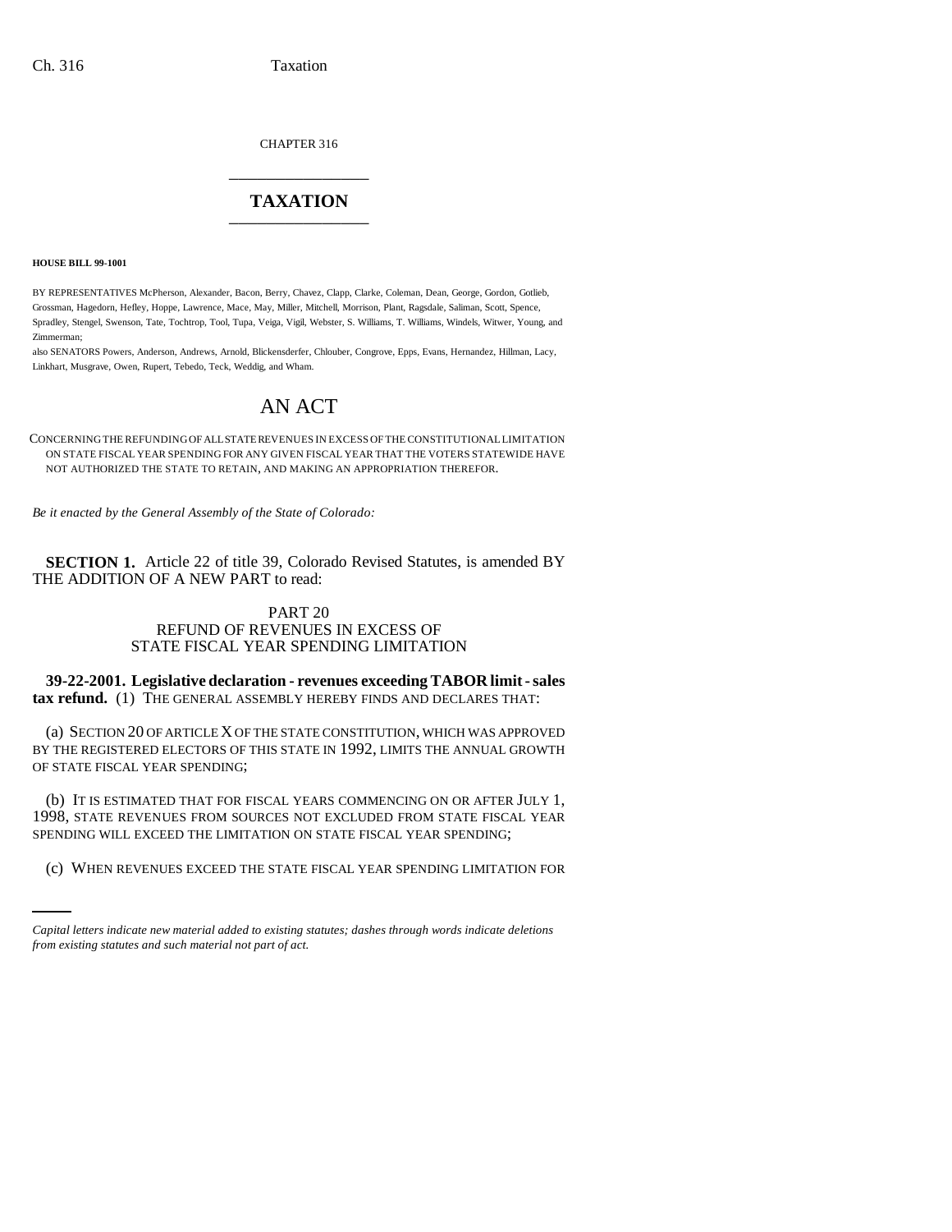CHAPTER 316

# TAXATION

**HOUSE BILL 99-1001**

BY REPRESENTATIVES McPherson, Alexander, Bacon, Berry, Chavez, Clapp, Clarke, Coleman, Dean, George, Gordon, Gotlieb, Grossman, Hagedorn, Hefley, Hoppe, Lawrence, Mace, May, Miller, Mitchell, Morrison, Plant, Ragsdale, Saliman, Scott, Spence, Spradley, Stengel, Swenson, Tate, Tochtrop, Tool, Tupa, Veiga, Vigil, Webster, S. Williams, T. Williams, Windels, Witwer, Young, and Zimmerman;

also SENATORS Powers, Anderson, Andrews, Arnold, Blickensderfer, Chlouber, Congrove, Epps, Evans, Hernandez, Hillman, Lacy, Linkhart, Musgrave, Owen, Rupert, Tebedo, Teck, Weddig, and Wham.

# AN ACT

CONCERNING THE REFUNDING OF ALL STATE REVENUES IN EXCESS OF THE CONSTITUTIONAL LIMITATION ON STATE FISCAL YEAR SPENDING FOR ANY GIVEN FISCAL YEAR THAT THE VOTERS STATEWIDE HAVE NOT AUTHORIZED THE STATE TO RETAIN, AND MAKING AN APPROPRIATION THEREFOR.

*Be it enacted by the General Assembly of the State of Colorado:*

**SECTION 1.** Article 22 of title 39, Colorado Revised Statutes, is amended BY THE ADDITION OF A NEW PART to read:

PART 20
REFUND OF REVENUES IN EXCESS OF
STATE FISCAL YEAR SPENDING LIMITATION

**39-22-2001. Legislative declaration - revenues exceeding TABOR limit - sales tax refund.** (1) THE GENERAL ASSEMBLY HEREBY FINDS AND DECLARES THAT:

(a) SECTION 20 OF ARTICLE X OF THE STATE CONSTITUTION, WHICH WAS APPROVED BY THE REGISTERED ELECTORS OF THIS STATE IN 1992, LIMITS THE ANNUAL GROWTH OF STATE FISCAL YEAR SPENDING;

(b) IT IS ESTIMATED THAT FOR FISCAL YEARS COMMENCING ON OR AFTER JULY 1, 1998, STATE REVENUES FROM SOURCES NOT EXCLUDED FROM STATE FISCAL YEAR SPENDING WILL EXCEED THE LIMITATION ON STATE FISCAL YEAR SPENDING;

(c) WHEN REVENUES EXCEED THE STATE FISCAL YEAR SPENDING LIMITATION FOR

*Capital letters indicate new material added to existing statutes; dashes through words indicate deletions from existing statutes and such material not part of act.*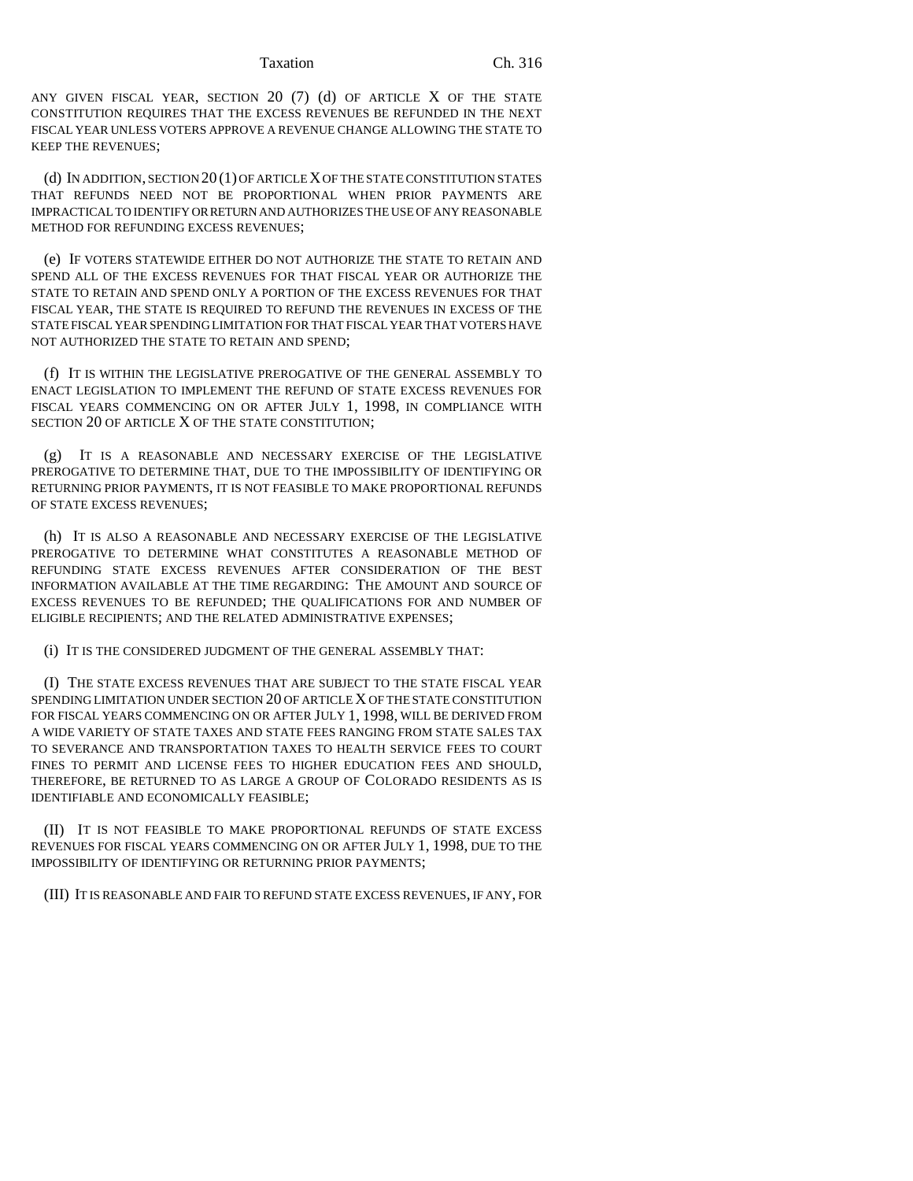ANY GIVEN FISCAL YEAR, SECTION 20 (7) (d) OF ARTICLE X OF THE STATE CONSTITUTION REQUIRES THAT THE EXCESS REVENUES BE REFUNDED IN THE NEXT FISCAL YEAR UNLESS VOTERS APPROVE A REVENUE CHANGE ALLOWING THE STATE TO KEEP THE REVENUES;

(d) IN ADDITION, SECTION 20 (1) OF ARTICLE X OF THE STATE CONSTITUTION STATES THAT REFUNDS NEED NOT BE PROPORTIONAL WHEN PRIOR PAYMENTS ARE IMPRACTICAL TO IDENTIFY OR RETURN AND AUTHORIZES THE USE OF ANY REASONABLE METHOD FOR REFUNDING EXCESS REVENUES;

(e) IF VOTERS STATEWIDE EITHER DO NOT AUTHORIZE THE STATE TO RETAIN AND SPEND ALL OF THE EXCESS REVENUES FOR THAT FISCAL YEAR OR AUTHORIZE THE STATE TO RETAIN AND SPEND ONLY A PORTION OF THE EXCESS REVENUES FOR THAT FISCAL YEAR, THE STATE IS REQUIRED TO REFUND THE REVENUES IN EXCESS OF THE STATE FISCAL YEAR SPENDING LIMITATION FOR THAT FISCAL YEAR THAT VOTERS HAVE NOT AUTHORIZED THE STATE TO RETAIN AND SPEND;

(f) IT IS WITHIN THE LEGISLATIVE PREROGATIVE OF THE GENERAL ASSEMBLY TO ENACT LEGISLATION TO IMPLEMENT THE REFUND OF STATE EXCESS REVENUES FOR FISCAL YEARS COMMENCING ON OR AFTER JULY 1, 1998, IN COMPLIANCE WITH SECTION 20 OF ARTICLE X OF THE STATE CONSTITUTION;

(g) IT IS A REASONABLE AND NECESSARY EXERCISE OF THE LEGISLATIVE PREROGATIVE TO DETERMINE THAT, DUE TO THE IMPOSSIBILITY OF IDENTIFYING OR RETURNING PRIOR PAYMENTS, IT IS NOT FEASIBLE TO MAKE PROPORTIONAL REFUNDS OF STATE EXCESS REVENUES;

(h) IT IS ALSO A REASONABLE AND NECESSARY EXERCISE OF THE LEGISLATIVE PREROGATIVE TO DETERMINE WHAT CONSTITUTES A REASONABLE METHOD OF REFUNDING STATE EXCESS REVENUES AFTER CONSIDERATION OF THE BEST INFORMATION AVAILABLE AT THE TIME REGARDING: THE AMOUNT AND SOURCE OF EXCESS REVENUES TO BE REFUNDED; THE QUALIFICATIONS FOR AND NUMBER OF ELIGIBLE RECIPIENTS; AND THE RELATED ADMINISTRATIVE EXPENSES;

(i) IT IS THE CONSIDERED JUDGMENT OF THE GENERAL ASSEMBLY THAT:

(I) THE STATE EXCESS REVENUES THAT ARE SUBJECT TO THE STATE FISCAL YEAR SPENDING LIMITATION UNDER SECTION 20 OF ARTICLE X OF THE STATE CONSTITUTION FOR FISCAL YEARS COMMENCING ON OR AFTER JULY 1, 1998, WILL BE DERIVED FROM A WIDE VARIETY OF STATE TAXES AND STATE FEES RANGING FROM STATE SALES TAX TO SEVERANCE AND TRANSPORTATION TAXES TO HEALTH SERVICE FEES TO COURT FINES TO PERMIT AND LICENSE FEES TO HIGHER EDUCATION FEES AND SHOULD, THEREFORE, BE RETURNED TO AS LARGE A GROUP OF COLORADO RESIDENTS AS IS IDENTIFIABLE AND ECONOMICALLY FEASIBLE;

(II) IT IS NOT FEASIBLE TO MAKE PROPORTIONAL REFUNDS OF STATE EXCESS REVENUES FOR FISCAL YEARS COMMENCING ON OR AFTER JULY 1, 1998, DUE TO THE IMPOSSIBILITY OF IDENTIFYING OR RETURNING PRIOR PAYMENTS;

(III) IT IS REASONABLE AND FAIR TO REFUND STATE EXCESS REVENUES, IF ANY, FOR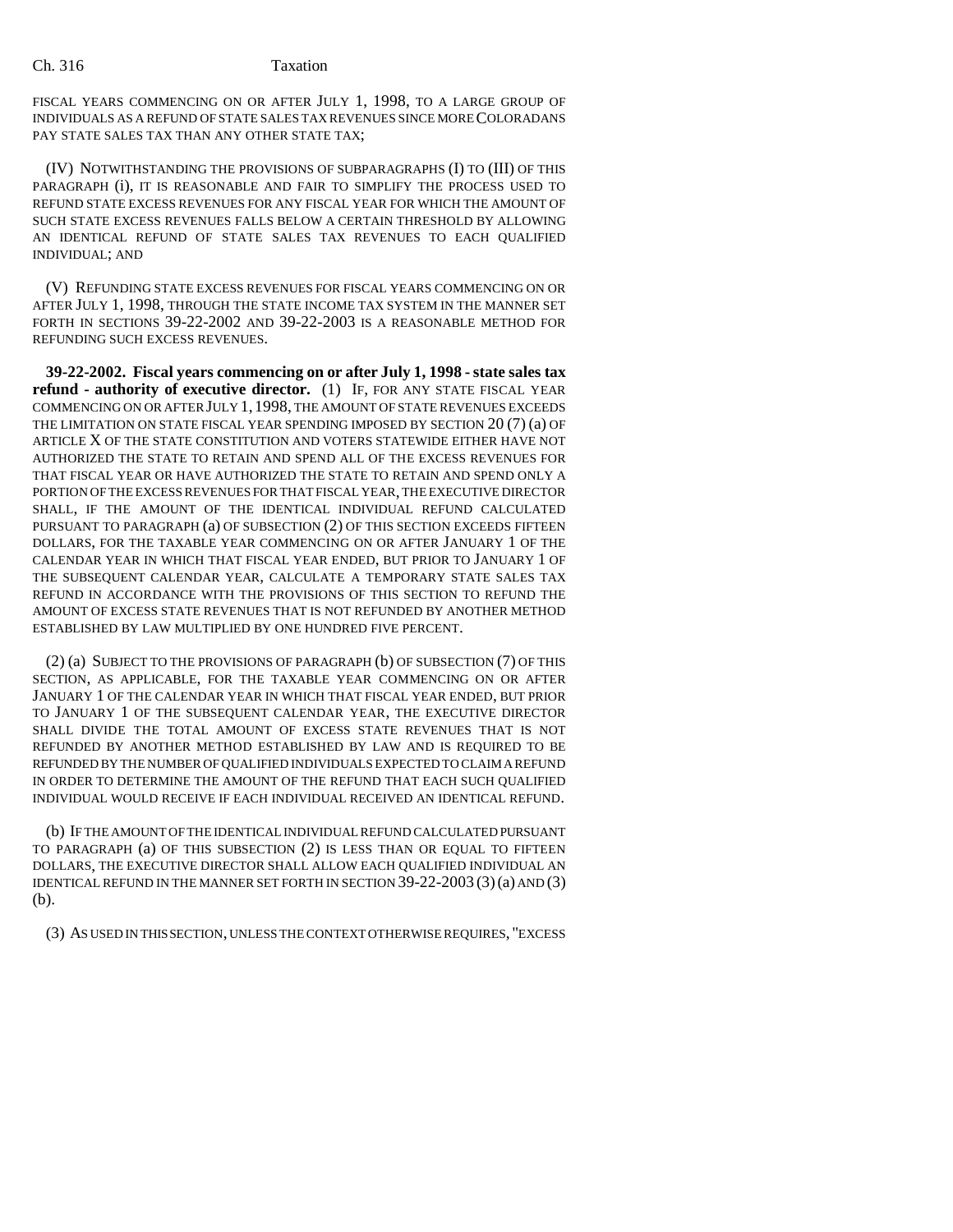FISCAL YEARS COMMENCING ON OR AFTER JULY 1, 1998, TO A LARGE GROUP OF INDIVIDUALS AS A REFUND OF STATE SALES TAX REVENUES SINCE MORE COLORADANS PAY STATE SALES TAX THAN ANY OTHER STATE TAX;

(IV) NOTWITHSTANDING THE PROVISIONS OF SUBPARAGRAPHS (I) TO (III) OF THIS PARAGRAPH (i), IT IS REASONABLE AND FAIR TO SIMPLIFY THE PROCESS USED TO REFUND STATE EXCESS REVENUES FOR ANY FISCAL YEAR FOR WHICH THE AMOUNT OF SUCH STATE EXCESS REVENUES FALLS BELOW A CERTAIN THRESHOLD BY ALLOWING AN IDENTICAL REFUND OF STATE SALES TAX REVENUES TO EACH QUALIFIED INDIVIDUAL; AND

(V) REFUNDING STATE EXCESS REVENUES FOR FISCAL YEARS COMMENCING ON OR AFTER JULY 1, 1998, THROUGH THE STATE INCOME TAX SYSTEM IN THE MANNER SET FORTH IN SECTIONS 39-22-2002 AND 39-22-2003 IS A REASONABLE METHOD FOR REFUNDING SUCH EXCESS REVENUES.

**39-22-2002. Fiscal years commencing on or after July 1, 1998 - state sales tax refund - authority of executive director.** (1) IF, FOR ANY STATE FISCAL YEAR COMMENCING ON OR AFTER JULY 1, 1998, THE AMOUNT OF STATE REVENUES EXCEEDS THE LIMITATION ON STATE FISCAL YEAR SPENDING IMPOSED BY SECTION 20 (7) (a) OF ARTICLE X OF THE STATE CONSTITUTION AND VOTERS STATEWIDE EITHER HAVE NOT AUTHORIZED THE STATE TO RETAIN AND SPEND ALL OF THE EXCESS REVENUES FOR THAT FISCAL YEAR OR HAVE AUTHORIZED THE STATE TO RETAIN AND SPEND ONLY A PORTION OF THE EXCESS REVENUES FOR THAT FISCAL YEAR, THE EXECUTIVE DIRECTOR SHALL, IF THE AMOUNT OF THE IDENTICAL INDIVIDUAL REFUND CALCULATED PURSUANT TO PARAGRAPH (a) OF SUBSECTION (2) OF THIS SECTION EXCEEDS FIFTEEN DOLLARS, FOR THE TAXABLE YEAR COMMENCING ON OR AFTER JANUARY 1 OF THE CALENDAR YEAR IN WHICH THAT FISCAL YEAR ENDED, BUT PRIOR TO JANUARY 1 OF THE SUBSEQUENT CALENDAR YEAR, CALCULATE A TEMPORARY STATE SALES TAX REFUND IN ACCORDANCE WITH THE PROVISIONS OF THIS SECTION TO REFUND THE AMOUNT OF EXCESS STATE REVENUES THAT IS NOT REFUNDED BY ANOTHER METHOD ESTABLISHED BY LAW MULTIPLIED BY ONE HUNDRED FIVE PERCENT.

(2) (a) SUBJECT TO THE PROVISIONS OF PARAGRAPH (b) OF SUBSECTION (7) OF THIS SECTION, AS APPLICABLE, FOR THE TAXABLE YEAR COMMENCING ON OR AFTER JANUARY 1 OF THE CALENDAR YEAR IN WHICH THAT FISCAL YEAR ENDED, BUT PRIOR TO JANUARY 1 OF THE SUBSEQUENT CALENDAR YEAR, THE EXECUTIVE DIRECTOR SHALL DIVIDE THE TOTAL AMOUNT OF EXCESS STATE REVENUES THAT IS NOT REFUNDED BY ANOTHER METHOD ESTABLISHED BY LAW AND IS REQUIRED TO BE REFUNDED BY THE NUMBER OF QUALIFIED INDIVIDUALS EXPECTED TO CLAIM A REFUND IN ORDER TO DETERMINE THE AMOUNT OF THE REFUND THAT EACH SUCH QUALIFIED INDIVIDUAL WOULD RECEIVE IF EACH INDIVIDUAL RECEIVED AN IDENTICAL REFUND.

(b) IF THE AMOUNT OF THE IDENTICAL INDIVIDUAL REFUND CALCULATED PURSUANT TO PARAGRAPH (a) OF THIS SUBSECTION (2) IS LESS THAN OR EQUAL TO FIFTEEN DOLLARS, THE EXECUTIVE DIRECTOR SHALL ALLOW EACH QUALIFIED INDIVIDUAL AN IDENTICAL REFUND IN THE MANNER SET FORTH IN SECTION 39-22-2003 (3) (a) AND (3) (b).

(3) AS USED IN THIS SECTION, UNLESS THE CONTEXT OTHERWISE REQUIRES, "EXCESS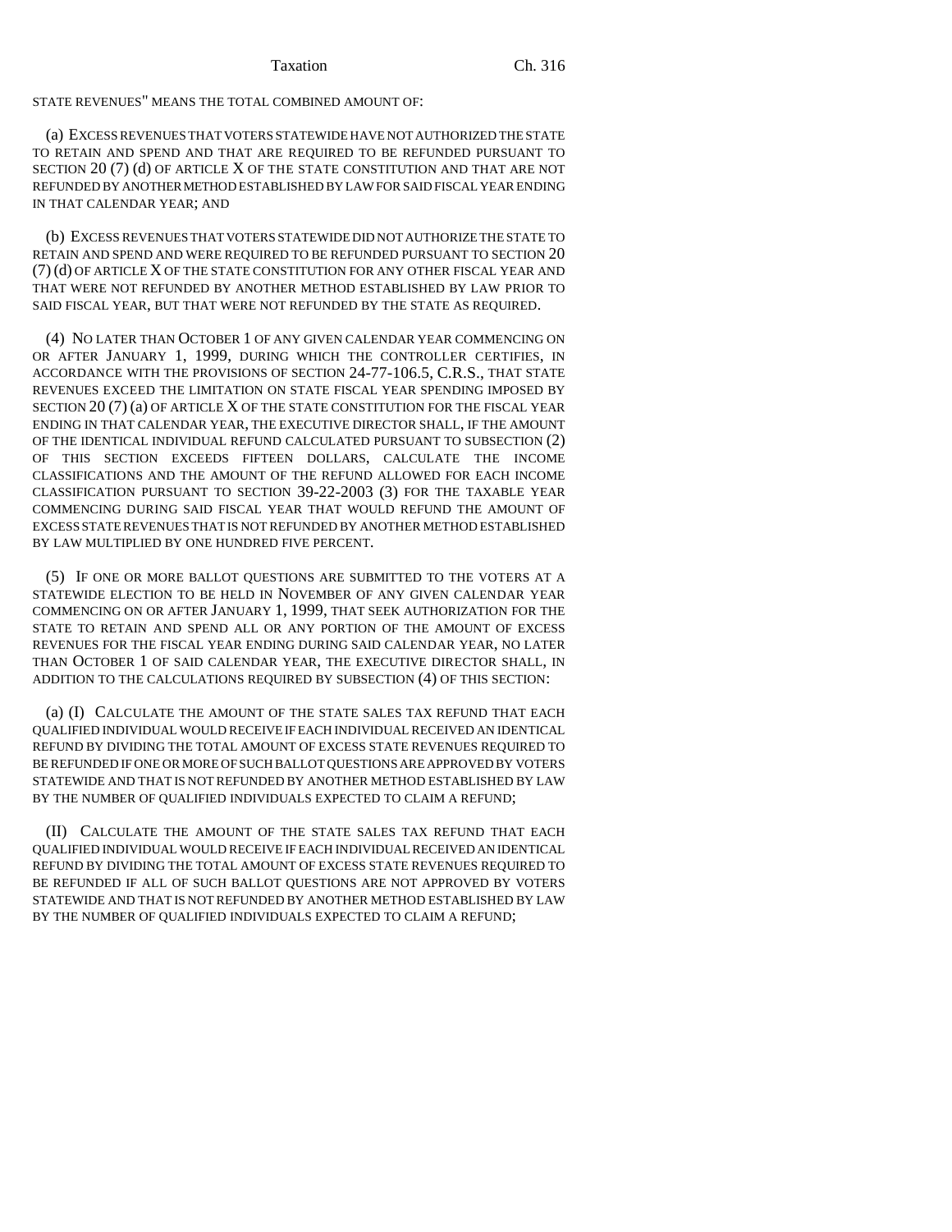STATE REVENUES" MEANS THE TOTAL COMBINED AMOUNT OF:

(a) EXCESS REVENUES THAT VOTERS STATEWIDE HAVE NOT AUTHORIZED THE STATE TO RETAIN AND SPEND AND THAT ARE REQUIRED TO BE REFUNDED PURSUANT TO SECTION 20 (7) (d) OF ARTICLE X OF THE STATE CONSTITUTION AND THAT ARE NOT REFUNDED BY ANOTHER METHOD ESTABLISHED BY LAW FOR SAID FISCAL YEAR ENDING IN THAT CALENDAR YEAR; AND

(b) EXCESS REVENUES THAT VOTERS STATEWIDE DID NOT AUTHORIZE THE STATE TO RETAIN AND SPEND AND WERE REQUIRED TO BE REFUNDED PURSUANT TO SECTION 20 (7) (d) OF ARTICLE X OF THE STATE CONSTITUTION FOR ANY OTHER FISCAL YEAR AND THAT WERE NOT REFUNDED BY ANOTHER METHOD ESTABLISHED BY LAW PRIOR TO SAID FISCAL YEAR, BUT THAT WERE NOT REFUNDED BY THE STATE AS REQUIRED.

(4) NO LATER THAN OCTOBER 1 OF ANY GIVEN CALENDAR YEAR COMMENCING ON OR AFTER JANUARY 1, 1999, DURING WHICH THE CONTROLLER CERTIFIES, IN ACCORDANCE WITH THE PROVISIONS OF SECTION 24-77-106.5, C.R.S., THAT STATE REVENUES EXCEED THE LIMITATION ON STATE FISCAL YEAR SPENDING IMPOSED BY SECTION 20 (7) (a) OF ARTICLE X OF THE STATE CONSTITUTION FOR THE FISCAL YEAR ENDING IN THAT CALENDAR YEAR, THE EXECUTIVE DIRECTOR SHALL, IF THE AMOUNT OF THE IDENTICAL INDIVIDUAL REFUND CALCULATED PURSUANT TO SUBSECTION (2) OF THIS SECTION EXCEEDS FIFTEEN DOLLARS, CALCULATE THE INCOME CLASSIFICATIONS AND THE AMOUNT OF THE REFUND ALLOWED FOR EACH INCOME CLASSIFICATION PURSUANT TO SECTION 39-22-2003 (3) FOR THE TAXABLE YEAR COMMENCING DURING SAID FISCAL YEAR THAT WOULD REFUND THE AMOUNT OF EXCESS STATE REVENUES THAT IS NOT REFUNDED BY ANOTHER METHOD ESTABLISHED BY LAW MULTIPLIED BY ONE HUNDRED FIVE PERCENT.

(5) IF ONE OR MORE BALLOT QUESTIONS ARE SUBMITTED TO THE VOTERS AT A STATEWIDE ELECTION TO BE HELD IN NOVEMBER OF ANY GIVEN CALENDAR YEAR COMMENCING ON OR AFTER JANUARY 1, 1999, THAT SEEK AUTHORIZATION FOR THE STATE TO RETAIN AND SPEND ALL OR ANY PORTION OF THE AMOUNT OF EXCESS REVENUES FOR THE FISCAL YEAR ENDING DURING SAID CALENDAR YEAR, NO LATER THAN OCTOBER 1 OF SAID CALENDAR YEAR, THE EXECUTIVE DIRECTOR SHALL, IN ADDITION TO THE CALCULATIONS REQUIRED BY SUBSECTION (4) OF THIS SECTION:

(a) (I) CALCULATE THE AMOUNT OF THE STATE SALES TAX REFUND THAT EACH QUALIFIED INDIVIDUAL WOULD RECEIVE IF EACH INDIVIDUAL RECEIVED AN IDENTICAL REFUND BY DIVIDING THE TOTAL AMOUNT OF EXCESS STATE REVENUES REQUIRED TO BE REFUNDED IF ONE OR MORE OF SUCH BALLOT QUESTIONS ARE APPROVED BY VOTERS STATEWIDE AND THAT IS NOT REFUNDED BY ANOTHER METHOD ESTABLISHED BY LAW BY THE NUMBER OF QUALIFIED INDIVIDUALS EXPECTED TO CLAIM A REFUND;

(II) CALCULATE THE AMOUNT OF THE STATE SALES TAX REFUND THAT EACH QUALIFIED INDIVIDUAL WOULD RECEIVE IF EACH INDIVIDUAL RECEIVED AN IDENTICAL REFUND BY DIVIDING THE TOTAL AMOUNT OF EXCESS STATE REVENUES REQUIRED TO BE REFUNDED IF ALL OF SUCH BALLOT QUESTIONS ARE NOT APPROVED BY VOTERS STATEWIDE AND THAT IS NOT REFUNDED BY ANOTHER METHOD ESTABLISHED BY LAW BY THE NUMBER OF QUALIFIED INDIVIDUALS EXPECTED TO CLAIM A REFUND;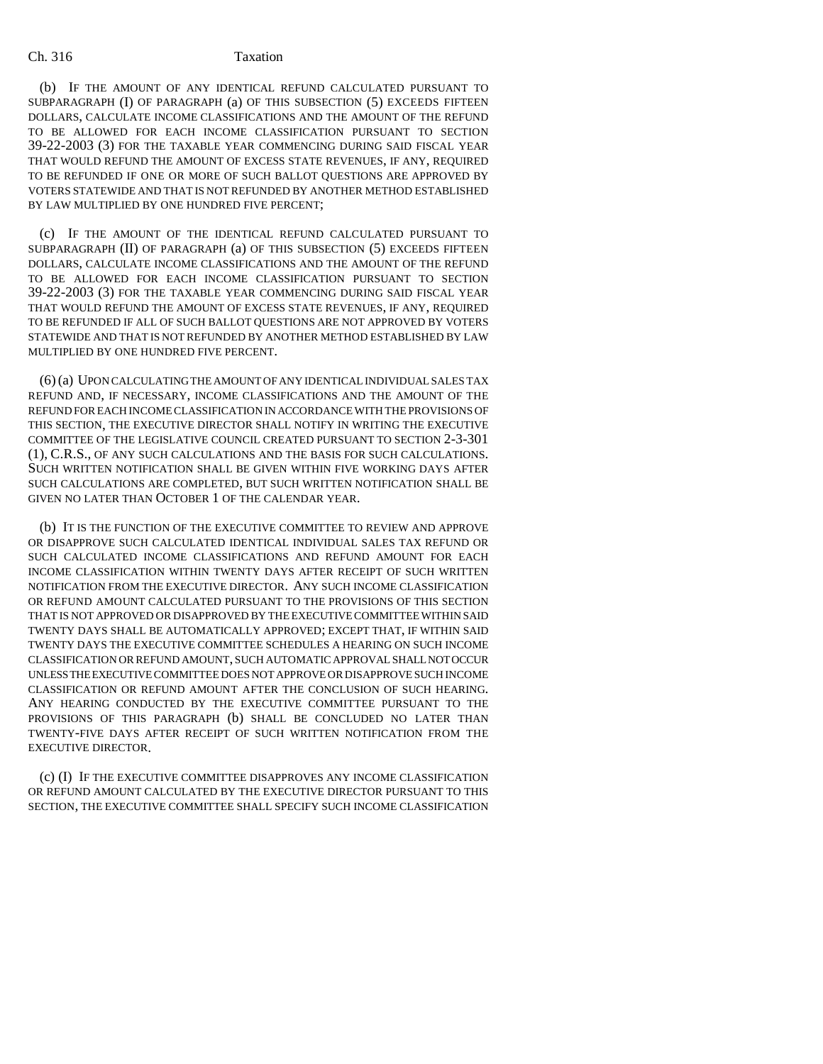(b) IF THE AMOUNT OF ANY IDENTICAL REFUND CALCULATED PURSUANT TO SUBPARAGRAPH (I) OF PARAGRAPH (a) OF THIS SUBSECTION (5) EXCEEDS FIFTEEN DOLLARS, CALCULATE INCOME CLASSIFICATIONS AND THE AMOUNT OF THE REFUND TO BE ALLOWED FOR EACH INCOME CLASSIFICATION PURSUANT TO SECTION 39-22-2003 (3) FOR THE TAXABLE YEAR COMMENCING DURING SAID FISCAL YEAR THAT WOULD REFUND THE AMOUNT OF EXCESS STATE REVENUES, IF ANY, REQUIRED TO BE REFUNDED IF ONE OR MORE OF SUCH BALLOT QUESTIONS ARE APPROVED BY VOTERS STATEWIDE AND THAT IS NOT REFUNDED BY ANOTHER METHOD ESTABLISHED BY LAW MULTIPLIED BY ONE HUNDRED FIVE PERCENT;

(c) IF THE AMOUNT OF THE IDENTICAL REFUND CALCULATED PURSUANT TO SUBPARAGRAPH (II) OF PARAGRAPH (a) OF THIS SUBSECTION (5) EXCEEDS FIFTEEN DOLLARS, CALCULATE INCOME CLASSIFICATIONS AND THE AMOUNT OF THE REFUND TO BE ALLOWED FOR EACH INCOME CLASSIFICATION PURSUANT TO SECTION 39-22-2003 (3) FOR THE TAXABLE YEAR COMMENCING DURING SAID FISCAL YEAR THAT WOULD REFUND THE AMOUNT OF EXCESS STATE REVENUES, IF ANY, REQUIRED TO BE REFUNDED IF ALL OF SUCH BALLOT QUESTIONS ARE NOT APPROVED BY VOTERS STATEWIDE AND THAT IS NOT REFUNDED BY ANOTHER METHOD ESTABLISHED BY LAW MULTIPLIED BY ONE HUNDRED FIVE PERCENT.

(6) (a) UPON CALCULATING THE AMOUNT OF ANY IDENTICAL INDIVIDUAL SALES TAX REFUND AND, IF NECESSARY, INCOME CLASSIFICATIONS AND THE AMOUNT OF THE REFUND FOR EACH INCOME CLASSIFICATION IN ACCORDANCE WITH THE PROVISIONS OF THIS SECTION, THE EXECUTIVE DIRECTOR SHALL NOTIFY IN WRITING THE EXECUTIVE COMMITTEE OF THE LEGISLATIVE COUNCIL CREATED PURSUANT TO SECTION 2-3-301 (1), C.R.S., OF ANY SUCH CALCULATIONS AND THE BASIS FOR SUCH CALCULATIONS. SUCH WRITTEN NOTIFICATION SHALL BE GIVEN WITHIN FIVE WORKING DAYS AFTER SUCH CALCULATIONS ARE COMPLETED, BUT SUCH WRITTEN NOTIFICATION SHALL BE GIVEN NO LATER THAN OCTOBER 1 OF THE CALENDAR YEAR.

(b) IT IS THE FUNCTION OF THE EXECUTIVE COMMITTEE TO REVIEW AND APPROVE OR DISAPPROVE SUCH CALCULATED IDENTICAL INDIVIDUAL SALES TAX REFUND OR SUCH CALCULATED INCOME CLASSIFICATIONS AND REFUND AMOUNT FOR EACH INCOME CLASSIFICATION WITHIN TWENTY DAYS AFTER RECEIPT OF SUCH WRITTEN NOTIFICATION FROM THE EXECUTIVE DIRECTOR. ANY SUCH INCOME CLASSIFICATION OR REFUND AMOUNT CALCULATED PURSUANT TO THE PROVISIONS OF THIS SECTION THAT IS NOT APPROVED OR DISAPPROVED BY THE EXECUTIVE COMMITTEE WITHIN SAID TWENTY DAYS SHALL BE AUTOMATICALLY APPROVED; EXCEPT THAT, IF WITHIN SAID TWENTY DAYS THE EXECUTIVE COMMITTEE SCHEDULES A HEARING ON SUCH INCOME CLASSIFICATION OR REFUND AMOUNT, SUCH AUTOMATIC APPROVAL SHALL NOT OCCUR UNLESS THE EXECUTIVE COMMITTEE DOES NOT APPROVE OR DISAPPROVE SUCH INCOME CLASSIFICATION OR REFUND AMOUNT AFTER THE CONCLUSION OF SUCH HEARING. ANY HEARING CONDUCTED BY THE EXECUTIVE COMMITTEE PURSUANT TO THE PROVISIONS OF THIS PARAGRAPH (b) SHALL BE CONCLUDED NO LATER THAN TWENTY-FIVE DAYS AFTER RECEIPT OF SUCH WRITTEN NOTIFICATION FROM THE EXECUTIVE DIRECTOR.

(c) (I) IF THE EXECUTIVE COMMITTEE DISAPPROVES ANY INCOME CLASSIFICATION OR REFUND AMOUNT CALCULATED BY THE EXECUTIVE DIRECTOR PURSUANT TO THIS SECTION, THE EXECUTIVE COMMITTEE SHALL SPECIFY SUCH INCOME CLASSIFICATION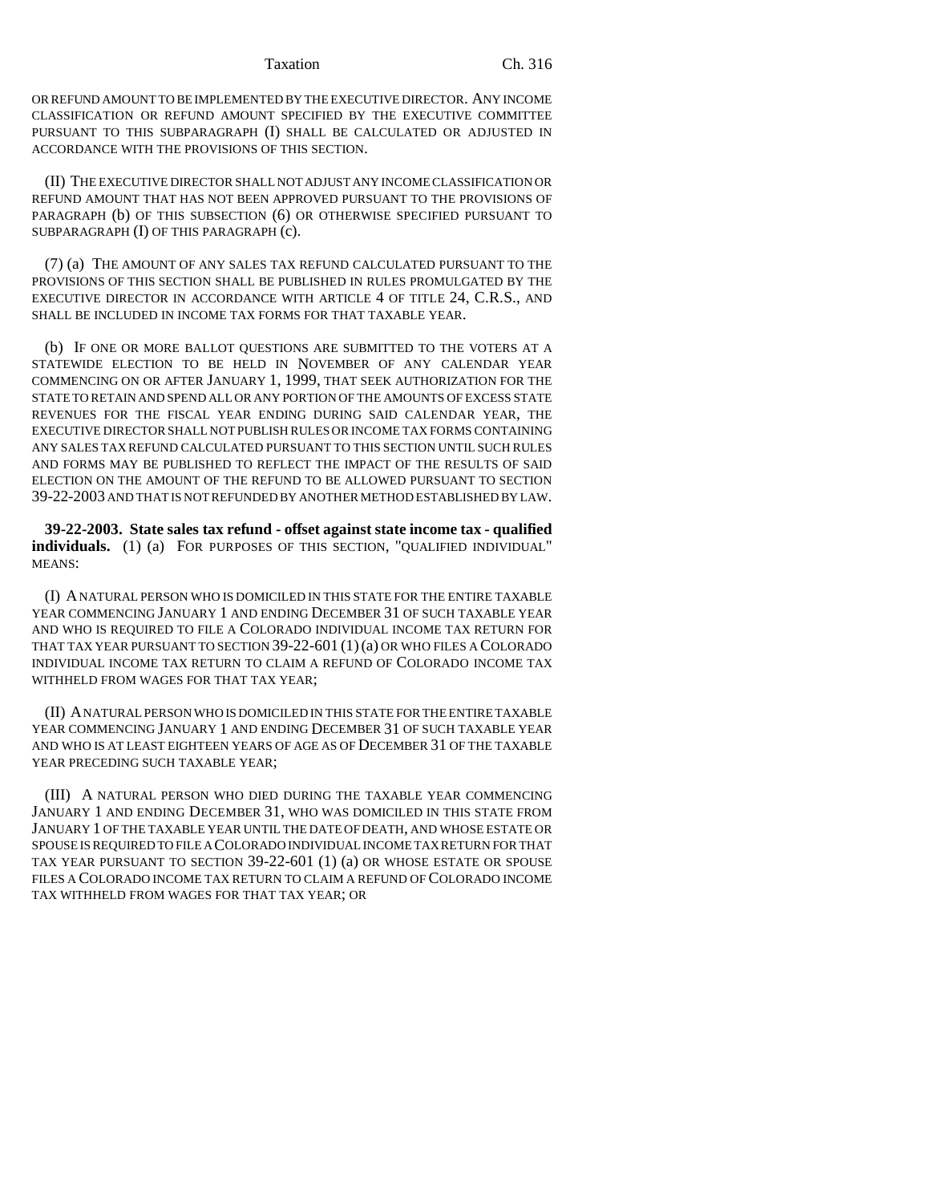OR REFUND AMOUNT TO BE IMPLEMENTED BY THE EXECUTIVE DIRECTOR. ANY INCOME CLASSIFICATION OR REFUND AMOUNT SPECIFIED BY THE EXECUTIVE COMMITTEE PURSUANT TO THIS SUBPARAGRAPH (I) SHALL BE CALCULATED OR ADJUSTED IN ACCORDANCE WITH THE PROVISIONS OF THIS SECTION.

(II) THE EXECUTIVE DIRECTOR SHALL NOT ADJUST ANY INCOME CLASSIFICATION OR REFUND AMOUNT THAT HAS NOT BEEN APPROVED PURSUANT TO THE PROVISIONS OF PARAGRAPH (b) OF THIS SUBSECTION (6) OR OTHERWISE SPECIFIED PURSUANT TO SUBPARAGRAPH (I) OF THIS PARAGRAPH (c).

(7) (a) THE AMOUNT OF ANY SALES TAX REFUND CALCULATED PURSUANT TO THE PROVISIONS OF THIS SECTION SHALL BE PUBLISHED IN RULES PROMULGATED BY THE EXECUTIVE DIRECTOR IN ACCORDANCE WITH ARTICLE 4 OF TITLE 24, C.R.S., AND SHALL BE INCLUDED IN INCOME TAX FORMS FOR THAT TAXABLE YEAR.

(b) IF ONE OR MORE BALLOT QUESTIONS ARE SUBMITTED TO THE VOTERS AT A STATEWIDE ELECTION TO BE HELD IN NOVEMBER OF ANY CALENDAR YEAR COMMENCING ON OR AFTER JANUARY 1, 1999, THAT SEEK AUTHORIZATION FOR THE STATE TO RETAIN AND SPEND ALL OR ANY PORTION OF THE AMOUNTS OF EXCESS STATE REVENUES FOR THE FISCAL YEAR ENDING DURING SAID CALENDAR YEAR, THE EXECUTIVE DIRECTOR SHALL NOT PUBLISH RULES OR INCOME TAX FORMS CONTAINING ANY SALES TAX REFUND CALCULATED PURSUANT TO THIS SECTION UNTIL SUCH RULES AND FORMS MAY BE PUBLISHED TO REFLECT THE IMPACT OF THE RESULTS OF SAID ELECTION ON THE AMOUNT OF THE REFUND TO BE ALLOWED PURSUANT TO SECTION 39-22-2003 AND THAT IS NOT REFUNDED BY ANOTHER METHOD ESTABLISHED BY LAW.

**39-22-2003. State sales tax refund - offset against state income tax - qualified individuals.** (1) (a) FOR PURPOSES OF THIS SECTION, "QUALIFIED INDIVIDUAL" MEANS:

(I) A NATURAL PERSON WHO IS DOMICILED IN THIS STATE FOR THE ENTIRE TAXABLE YEAR COMMENCING JANUARY 1 AND ENDING DECEMBER 31 OF SUCH TAXABLE YEAR AND WHO IS REQUIRED TO FILE A COLORADO INDIVIDUAL INCOME TAX RETURN FOR THAT TAX YEAR PURSUANT TO SECTION 39-22-601 (1) (a) OR WHO FILES A COLORADO INDIVIDUAL INCOME TAX RETURN TO CLAIM A REFUND OF COLORADO INCOME TAX WITHHELD FROM WAGES FOR THAT TAX YEAR;

(II) A NATURAL PERSON WHO IS DOMICILED IN THIS STATE FOR THE ENTIRE TAXABLE YEAR COMMENCING JANUARY 1 AND ENDING DECEMBER 31 OF SUCH TAXABLE YEAR AND WHO IS AT LEAST EIGHTEEN YEARS OF AGE AS OF DECEMBER 31 OF THE TAXABLE YEAR PRECEDING SUCH TAXABLE YEAR;

(III) A NATURAL PERSON WHO DIED DURING THE TAXABLE YEAR COMMENCING JANUARY 1 AND ENDING DECEMBER 31, WHO WAS DOMICILED IN THIS STATE FROM JANUARY 1 OF THE TAXABLE YEAR UNTIL THE DATE OF DEATH, AND WHOSE ESTATE OR SPOUSE IS REQUIRED TO FILE A COLORADO INDIVIDUAL INCOME TAX RETURN FOR THAT TAX YEAR PURSUANT TO SECTION 39-22-601 (1) (a) OR WHOSE ESTATE OR SPOUSE FILES A COLORADO INCOME TAX RETURN TO CLAIM A REFUND OF COLORADO INCOME TAX WITHHELD FROM WAGES FOR THAT TAX YEAR; OR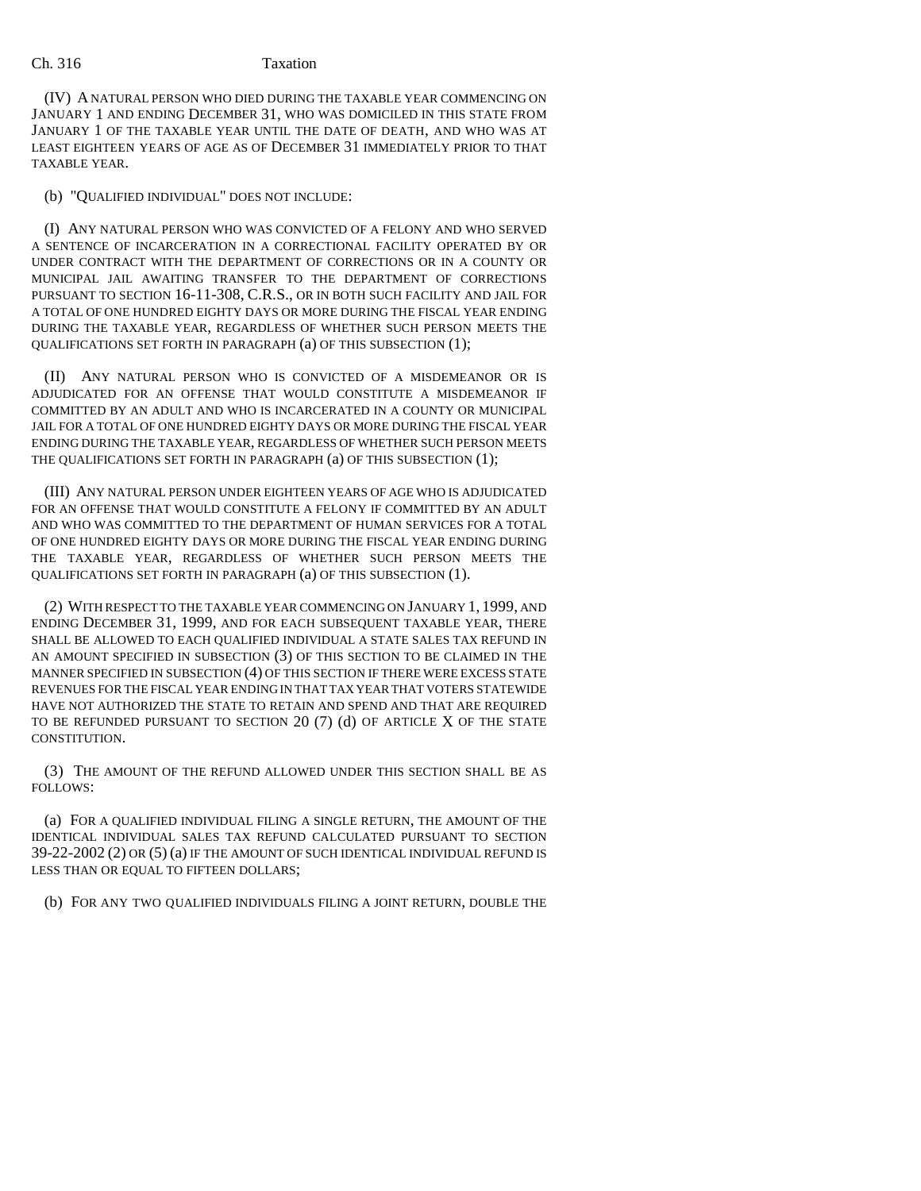(IV) A NATURAL PERSON WHO DIED DURING THE TAXABLE YEAR COMMENCING ON JANUARY 1 AND ENDING DECEMBER 31, WHO WAS DOMICILED IN THIS STATE FROM JANUARY 1 OF THE TAXABLE YEAR UNTIL THE DATE OF DEATH, AND WHO WAS AT LEAST EIGHTEEN YEARS OF AGE AS OF DECEMBER 31 IMMEDIATELY PRIOR TO THAT TAXABLE YEAR.

(b) "QUALIFIED INDIVIDUAL" DOES NOT INCLUDE:

(I) ANY NATURAL PERSON WHO WAS CONVICTED OF A FELONY AND WHO SERVED A SENTENCE OF INCARCERATION IN A CORRECTIONAL FACILITY OPERATED BY OR UNDER CONTRACT WITH THE DEPARTMENT OF CORRECTIONS OR IN A COUNTY OR MUNICIPAL JAIL AWAITING TRANSFER TO THE DEPARTMENT OF CORRECTIONS PURSUANT TO SECTION 16-11-308, C.R.S., OR IN BOTH SUCH FACILITY AND JAIL FOR A TOTAL OF ONE HUNDRED EIGHTY DAYS OR MORE DURING THE FISCAL YEAR ENDING DURING THE TAXABLE YEAR, REGARDLESS OF WHETHER SUCH PERSON MEETS THE QUALIFICATIONS SET FORTH IN PARAGRAPH (a) OF THIS SUBSECTION (1);

(II) ANY NATURAL PERSON WHO IS CONVICTED OF A MISDEMEANOR OR IS ADJUDICATED FOR AN OFFENSE THAT WOULD CONSTITUTE A MISDEMEANOR IF COMMITTED BY AN ADULT AND WHO IS INCARCERATED IN A COUNTY OR MUNICIPAL JAIL FOR A TOTAL OF ONE HUNDRED EIGHTY DAYS OR MORE DURING THE FISCAL YEAR ENDING DURING THE TAXABLE YEAR, REGARDLESS OF WHETHER SUCH PERSON MEETS THE QUALIFICATIONS SET FORTH IN PARAGRAPH (a) OF THIS SUBSECTION (1);

(III) ANY NATURAL PERSON UNDER EIGHTEEN YEARS OF AGE WHO IS ADJUDICATED FOR AN OFFENSE THAT WOULD CONSTITUTE A FELONY IF COMMITTED BY AN ADULT AND WHO WAS COMMITTED TO THE DEPARTMENT OF HUMAN SERVICES FOR A TOTAL OF ONE HUNDRED EIGHTY DAYS OR MORE DURING THE FISCAL YEAR ENDING DURING THE TAXABLE YEAR, REGARDLESS OF WHETHER SUCH PERSON MEETS THE QUALIFICATIONS SET FORTH IN PARAGRAPH (a) OF THIS SUBSECTION (1).

(2) WITH RESPECT TO THE TAXABLE YEAR COMMENCING ON JANUARY 1, 1999, AND ENDING DECEMBER 31, 1999, AND FOR EACH SUBSEQUENT TAXABLE YEAR, THERE SHALL BE ALLOWED TO EACH QUALIFIED INDIVIDUAL A STATE SALES TAX REFUND IN AN AMOUNT SPECIFIED IN SUBSECTION (3) OF THIS SECTION TO BE CLAIMED IN THE MANNER SPECIFIED IN SUBSECTION (4) OF THIS SECTION IF THERE WERE EXCESS STATE REVENUES FOR THE FISCAL YEAR ENDING IN THAT TAX YEAR THAT VOTERS STATEWIDE HAVE NOT AUTHORIZED THE STATE TO RETAIN AND SPEND AND THAT ARE REQUIRED TO BE REFUNDED PURSUANT TO SECTION 20 (7) (d) OF ARTICLE X OF THE STATE CONSTITUTION.

(3) THE AMOUNT OF THE REFUND ALLOWED UNDER THIS SECTION SHALL BE AS FOLLOWS:

(a) FOR A QUALIFIED INDIVIDUAL FILING A SINGLE RETURN, THE AMOUNT OF THE IDENTICAL INDIVIDUAL SALES TAX REFUND CALCULATED PURSUANT TO SECTION 39-22-2002 (2) OR (5) (a) IF THE AMOUNT OF SUCH IDENTICAL INDIVIDUAL REFUND IS LESS THAN OR EQUAL TO FIFTEEN DOLLARS;

(b) FOR ANY TWO QUALIFIED INDIVIDUALS FILING A JOINT RETURN, DOUBLE THE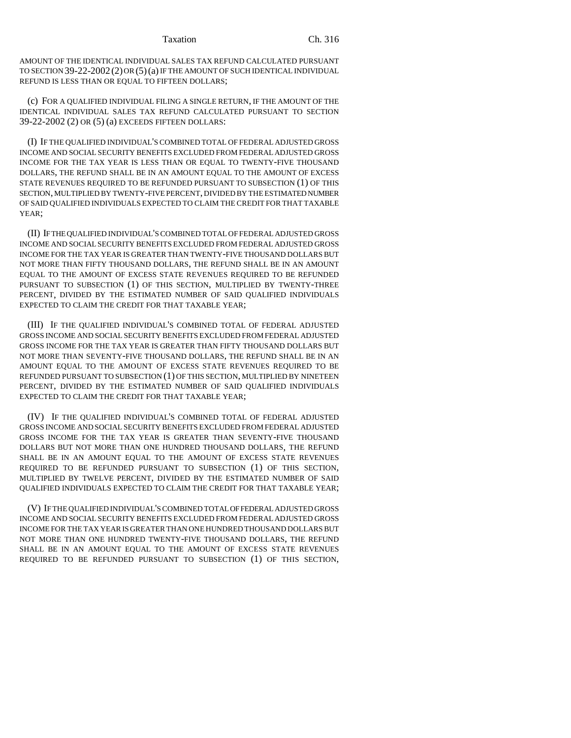AMOUNT OF THE IDENTICAL INDIVIDUAL SALES TAX REFUND CALCULATED PURSUANT TO SECTION 39-22-2002 (2) OR (5) (a) IF THE AMOUNT OF SUCH IDENTICAL INDIVIDUAL REFUND IS LESS THAN OR EQUAL TO FIFTEEN DOLLARS;

(c) FOR A QUALIFIED INDIVIDUAL FILING A SINGLE RETURN, IF THE AMOUNT OF THE IDENTICAL INDIVIDUAL SALES TAX REFUND CALCULATED PURSUANT TO SECTION 39-22-2002 (2) OR (5) (a) EXCEEDS FIFTEEN DOLLARS:

(I) IF THE QUALIFIED INDIVIDUAL'S COMBINED TOTAL OF FEDERAL ADJUSTED GROSS INCOME AND SOCIAL SECURITY BENEFITS EXCLUDED FROM FEDERAL ADJUSTED GROSS INCOME FOR THE TAX YEAR IS LESS THAN OR EQUAL TO TWENTY-FIVE THOUSAND DOLLARS, THE REFUND SHALL BE IN AN AMOUNT EQUAL TO THE AMOUNT OF EXCESS STATE REVENUES REQUIRED TO BE REFUNDED PURSUANT TO SUBSECTION (1) OF THIS SECTION, MULTIPLIED BY TWENTY-FIVE PERCENT, DIVIDED BY THE ESTIMATED NUMBER OF SAID QUALIFIED INDIVIDUALS EXPECTED TO CLAIM THE CREDIT FOR THAT TAXABLE YEAR;

(II) IF THE QUALIFIED INDIVIDUAL'S COMBINED TOTAL OF FEDERAL ADJUSTED GROSS INCOME AND SOCIAL SECURITY BENEFITS EXCLUDED FROM FEDERAL ADJUSTED GROSS INCOME FOR THE TAX YEAR IS GREATER THAN TWENTY-FIVE THOUSAND DOLLARS BUT NOT MORE THAN FIFTY THOUSAND DOLLARS, THE REFUND SHALL BE IN AN AMOUNT EQUAL TO THE AMOUNT OF EXCESS STATE REVENUES REQUIRED TO BE REFUNDED PURSUANT TO SUBSECTION (1) OF THIS SECTION, MULTIPLIED BY TWENTY-THREE PERCENT, DIVIDED BY THE ESTIMATED NUMBER OF SAID QUALIFIED INDIVIDUALS EXPECTED TO CLAIM THE CREDIT FOR THAT TAXABLE YEAR;

(III) IF THE QUALIFIED INDIVIDUAL'S COMBINED TOTAL OF FEDERAL ADJUSTED GROSS INCOME AND SOCIAL SECURITY BENEFITS EXCLUDED FROM FEDERAL ADJUSTED GROSS INCOME FOR THE TAX YEAR IS GREATER THAN FIFTY THOUSAND DOLLARS BUT NOT MORE THAN SEVENTY-FIVE THOUSAND DOLLARS, THE REFUND SHALL BE IN AN AMOUNT EQUAL TO THE AMOUNT OF EXCESS STATE REVENUES REQUIRED TO BE REFUNDED PURSUANT TO SUBSECTION (1) OF THIS SECTION, MULTIPLIED BY NINETEEN PERCENT, DIVIDED BY THE ESTIMATED NUMBER OF SAID QUALIFIED INDIVIDUALS EXPECTED TO CLAIM THE CREDIT FOR THAT TAXABLE YEAR;

(IV) IF THE QUALIFIED INDIVIDUAL'S COMBINED TOTAL OF FEDERAL ADJUSTED GROSS INCOME AND SOCIAL SECURITY BENEFITS EXCLUDED FROM FEDERAL ADJUSTED GROSS INCOME FOR THE TAX YEAR IS GREATER THAN SEVENTY-FIVE THOUSAND DOLLARS BUT NOT MORE THAN ONE HUNDRED THOUSAND DOLLARS, THE REFUND SHALL BE IN AN AMOUNT EQUAL TO THE AMOUNT OF EXCESS STATE REVENUES REQUIRED TO BE REFUNDED PURSUANT TO SUBSECTION (1) OF THIS SECTION, MULTIPLIED BY TWELVE PERCENT, DIVIDED BY THE ESTIMATED NUMBER OF SAID QUALIFIED INDIVIDUALS EXPECTED TO CLAIM THE CREDIT FOR THAT TAXABLE YEAR;

(V) IF THE QUALIFIED INDIVIDUAL'S COMBINED TOTAL OF FEDERAL ADJUSTED GROSS INCOME AND SOCIAL SECURITY BENEFITS EXCLUDED FROM FEDERAL ADJUSTED GROSS INCOME FOR THE TAX YEAR IS GREATER THAN ONE HUNDRED THOUSAND DOLLARS BUT NOT MORE THAN ONE HUNDRED TWENTY-FIVE THOUSAND DOLLARS, THE REFUND SHALL BE IN AN AMOUNT EQUAL TO THE AMOUNT OF EXCESS STATE REVENUES REQUIRED TO BE REFUNDED PURSUANT TO SUBSECTION (1) OF THIS SECTION,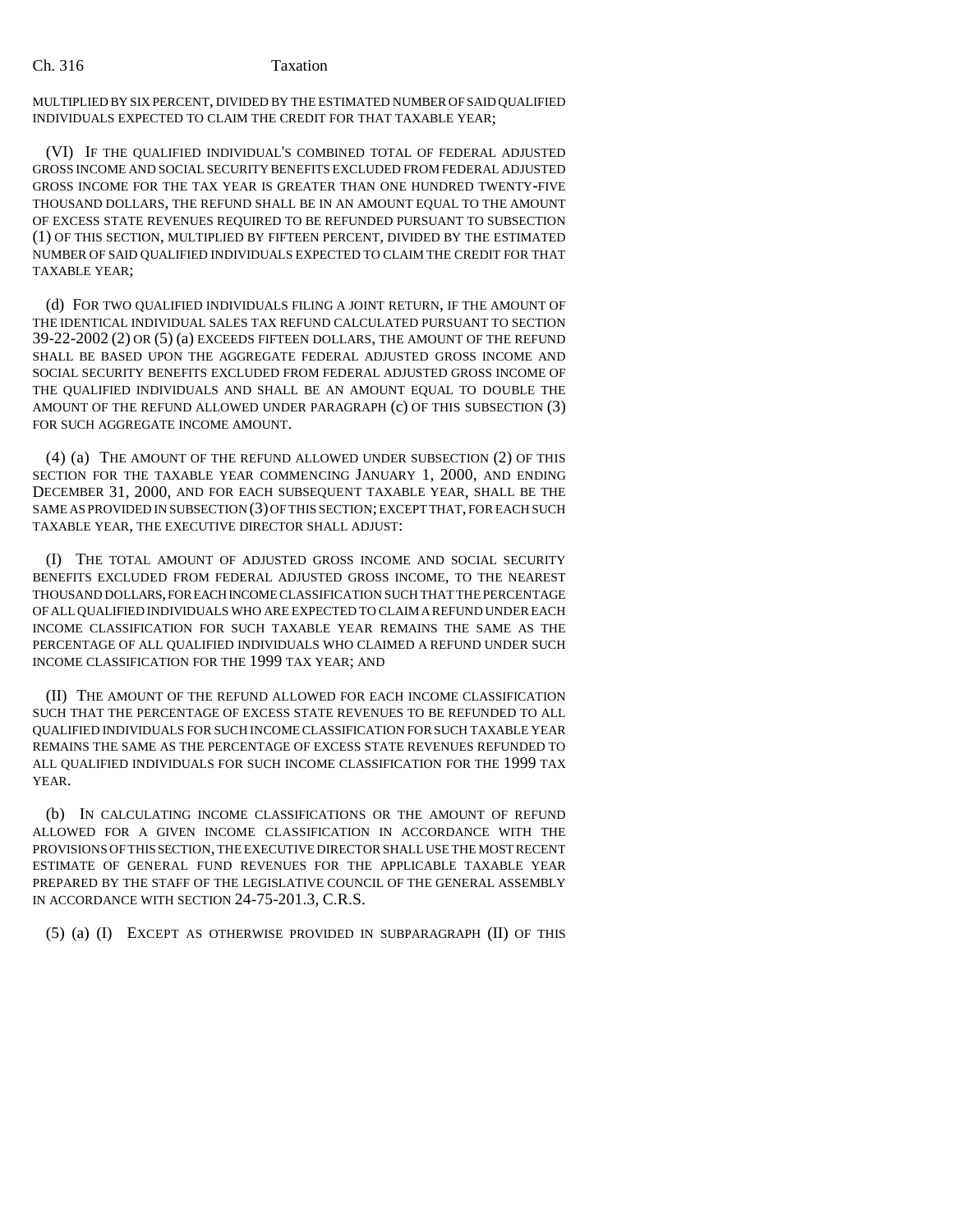MULTIPLIED BY SIX PERCENT, DIVIDED BY THE ESTIMATED NUMBER OF SAID QUALIFIED INDIVIDUALS EXPECTED TO CLAIM THE CREDIT FOR THAT TAXABLE YEAR;

(VI) IF THE QUALIFIED INDIVIDUAL'S COMBINED TOTAL OF FEDERAL ADJUSTED GROSS INCOME AND SOCIAL SECURITY BENEFITS EXCLUDED FROM FEDERAL ADJUSTED GROSS INCOME FOR THE TAX YEAR IS GREATER THAN ONE HUNDRED TWENTY-FIVE THOUSAND DOLLARS, THE REFUND SHALL BE IN AN AMOUNT EQUAL TO THE AMOUNT OF EXCESS STATE REVENUES REQUIRED TO BE REFUNDED PURSUANT TO SUBSECTION (1) OF THIS SECTION, MULTIPLIED BY FIFTEEN PERCENT, DIVIDED BY THE ESTIMATED NUMBER OF SAID QUALIFIED INDIVIDUALS EXPECTED TO CLAIM THE CREDIT FOR THAT TAXABLE YEAR;

(d) FOR TWO QUALIFIED INDIVIDUALS FILING A JOINT RETURN, IF THE AMOUNT OF THE IDENTICAL INDIVIDUAL SALES TAX REFUND CALCULATED PURSUANT TO SECTION 39-22-2002 (2) OR (5) (a) EXCEEDS FIFTEEN DOLLARS, THE AMOUNT OF THE REFUND SHALL BE BASED UPON THE AGGREGATE FEDERAL ADJUSTED GROSS INCOME AND SOCIAL SECURITY BENEFITS EXCLUDED FROM FEDERAL ADJUSTED GROSS INCOME OF THE QUALIFIED INDIVIDUALS AND SHALL BE AN AMOUNT EQUAL TO DOUBLE THE AMOUNT OF THE REFUND ALLOWED UNDER PARAGRAPH (c) OF THIS SUBSECTION (3) FOR SUCH AGGREGATE INCOME AMOUNT.

(4) (a) THE AMOUNT OF THE REFUND ALLOWED UNDER SUBSECTION (2) OF THIS SECTION FOR THE TAXABLE YEAR COMMENCING JANUARY 1, 2000, AND ENDING DECEMBER 31, 2000, AND FOR EACH SUBSEQUENT TAXABLE YEAR, SHALL BE THE SAME AS PROVIDED IN SUBSECTION (3) OF THIS SECTION; EXCEPT THAT, FOR EACH SUCH TAXABLE YEAR, THE EXECUTIVE DIRECTOR SHALL ADJUST:

(I) THE TOTAL AMOUNT OF ADJUSTED GROSS INCOME AND SOCIAL SECURITY BENEFITS EXCLUDED FROM FEDERAL ADJUSTED GROSS INCOME, TO THE NEAREST THOUSAND DOLLARS, FOR EACH INCOME CLASSIFICATION SUCH THAT THE PERCENTAGE OF ALL QUALIFIED INDIVIDUALS WHO ARE EXPECTED TO CLAIM A REFUND UNDER EACH INCOME CLASSIFICATION FOR SUCH TAXABLE YEAR REMAINS THE SAME AS THE PERCENTAGE OF ALL QUALIFIED INDIVIDUALS WHO CLAIMED A REFUND UNDER SUCH INCOME CLASSIFICATION FOR THE 1999 TAX YEAR; AND

(II) THE AMOUNT OF THE REFUND ALLOWED FOR EACH INCOME CLASSIFICATION SUCH THAT THE PERCENTAGE OF EXCESS STATE REVENUES TO BE REFUNDED TO ALL QUALIFIED INDIVIDUALS FOR SUCH INCOME CLASSIFICATION FOR SUCH TAXABLE YEAR REMAINS THE SAME AS THE PERCENTAGE OF EXCESS STATE REVENUES REFUNDED TO ALL QUALIFIED INDIVIDUALS FOR SUCH INCOME CLASSIFICATION FOR THE 1999 TAX YEAR.

(b) IN CALCULATING INCOME CLASSIFICATIONS OR THE AMOUNT OF REFUND ALLOWED FOR A GIVEN INCOME CLASSIFICATION IN ACCORDANCE WITH THE PROVISIONS OF THIS SECTION, THE EXECUTIVE DIRECTOR SHALL USE THE MOST RECENT ESTIMATE OF GENERAL FUND REVENUES FOR THE APPLICABLE TAXABLE YEAR PREPARED BY THE STAFF OF THE LEGISLATIVE COUNCIL OF THE GENERAL ASSEMBLY IN ACCORDANCE WITH SECTION 24-75-201.3, C.R.S.

(5) (a) (I) EXCEPT AS OTHERWISE PROVIDED IN SUBPARAGRAPH (II) OF THIS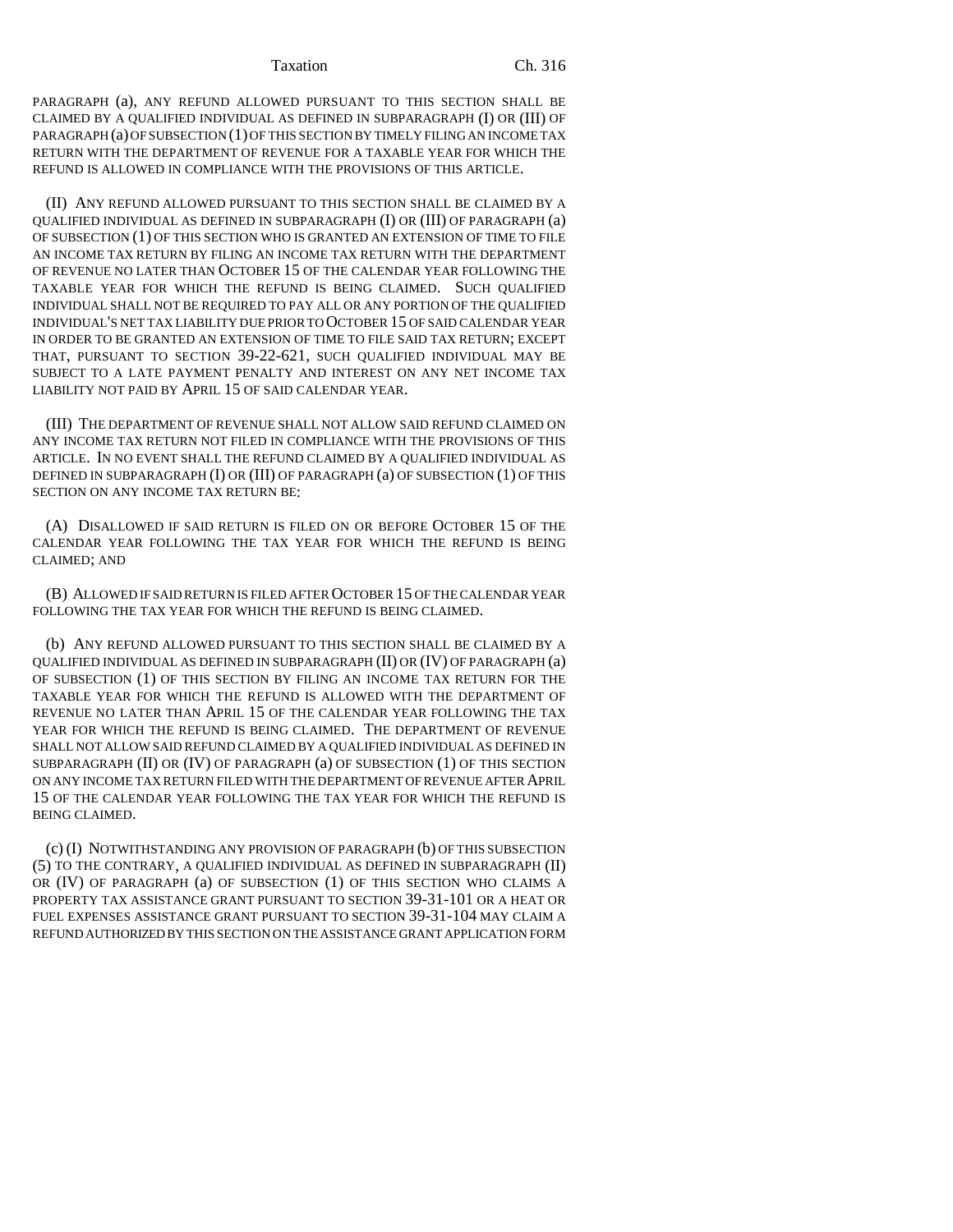PARAGRAPH (a), ANY REFUND ALLOWED PURSUANT TO THIS SECTION SHALL BE CLAIMED BY A QUALIFIED INDIVIDUAL AS DEFINED IN SUBPARAGRAPH (I) OR (III) OF PARAGRAPH (a) OF SUBSECTION (1) OF THIS SECTION BY TIMELY FILING AN INCOME TAX RETURN WITH THE DEPARTMENT OF REVENUE FOR A TAXABLE YEAR FOR WHICH THE REFUND IS ALLOWED IN COMPLIANCE WITH THE PROVISIONS OF THIS ARTICLE.

(II) ANY REFUND ALLOWED PURSUANT TO THIS SECTION SHALL BE CLAIMED BY A QUALIFIED INDIVIDUAL AS DEFINED IN SUBPARAGRAPH (I) OR (III) OF PARAGRAPH (a) OF SUBSECTION (1) OF THIS SECTION WHO IS GRANTED AN EXTENSION OF TIME TO FILE AN INCOME TAX RETURN BY FILING AN INCOME TAX RETURN WITH THE DEPARTMENT OF REVENUE NO LATER THAN OCTOBER 15 OF THE CALENDAR YEAR FOLLOWING THE TAXABLE YEAR FOR WHICH THE REFUND IS BEING CLAIMED. SUCH QUALIFIED INDIVIDUAL SHALL NOT BE REQUIRED TO PAY ALL OR ANY PORTION OF THE QUALIFIED INDIVIDUAL'S NET TAX LIABILITY DUE PRIOR TO OCTOBER 15 OF SAID CALENDAR YEAR IN ORDER TO BE GRANTED AN EXTENSION OF TIME TO FILE SAID TAX RETURN; EXCEPT THAT, PURSUANT TO SECTION 39-22-621, SUCH QUALIFIED INDIVIDUAL MAY BE SUBJECT TO A LATE PAYMENT PENALTY AND INTEREST ON ANY NET INCOME TAX LIABILITY NOT PAID BY APRIL 15 OF SAID CALENDAR YEAR.

(III) THE DEPARTMENT OF REVENUE SHALL NOT ALLOW SAID REFUND CLAIMED ON ANY INCOME TAX RETURN NOT FILED IN COMPLIANCE WITH THE PROVISIONS OF THIS ARTICLE. IN NO EVENT SHALL THE REFUND CLAIMED BY A QUALIFIED INDIVIDUAL AS DEFINED IN SUBPARAGRAPH (I) OR (III) OF PARAGRAPH (a) OF SUBSECTION (1) OF THIS SECTION ON ANY INCOME TAX RETURN BE:

(A) DISALLOWED IF SAID RETURN IS FILED ON OR BEFORE OCTOBER 15 OF THE CALENDAR YEAR FOLLOWING THE TAX YEAR FOR WHICH THE REFUND IS BEING CLAIMED; AND

(B) ALLOWED IF SAID RETURN IS FILED AFTER OCTOBER 15 OF THE CALENDAR YEAR FOLLOWING THE TAX YEAR FOR WHICH THE REFUND IS BEING CLAIMED.

(b) ANY REFUND ALLOWED PURSUANT TO THIS SECTION SHALL BE CLAIMED BY A QUALIFIED INDIVIDUAL AS DEFINED IN SUBPARAGRAPH (II) OR (IV) OF PARAGRAPH (a) OF SUBSECTION (1) OF THIS SECTION BY FILING AN INCOME TAX RETURN FOR THE TAXABLE YEAR FOR WHICH THE REFUND IS ALLOWED WITH THE DEPARTMENT OF REVENUE NO LATER THAN APRIL 15 OF THE CALENDAR YEAR FOLLOWING THE TAX YEAR FOR WHICH THE REFUND IS BEING CLAIMED. THE DEPARTMENT OF REVENUE SHALL NOT ALLOW SAID REFUND CLAIMED BY A QUALIFIED INDIVIDUAL AS DEFINED IN SUBPARAGRAPH (II) OR (IV) OF PARAGRAPH (a) OF SUBSECTION (1) OF THIS SECTION ON ANY INCOME TAX RETURN FILED WITH THE DEPARTMENT OF REVENUE AFTER APRIL 15 OF THE CALENDAR YEAR FOLLOWING THE TAX YEAR FOR WHICH THE REFUND IS BEING CLAIMED.

(c) (I) NOTWITHSTANDING ANY PROVISION OF PARAGRAPH (b) OF THIS SUBSECTION (5) TO THE CONTRARY, A QUALIFIED INDIVIDUAL AS DEFINED IN SUBPARAGRAPH (II) OR (IV) OF PARAGRAPH (a) OF SUBSECTION (1) OF THIS SECTION WHO CLAIMS A PROPERTY TAX ASSISTANCE GRANT PURSUANT TO SECTION 39-31-101 OR A HEAT OR FUEL EXPENSES ASSISTANCE GRANT PURSUANT TO SECTION 39-31-104 MAY CLAIM A REFUND AUTHORIZED BY THIS SECTION ON THE ASSISTANCE GRANT APPLICATION FORM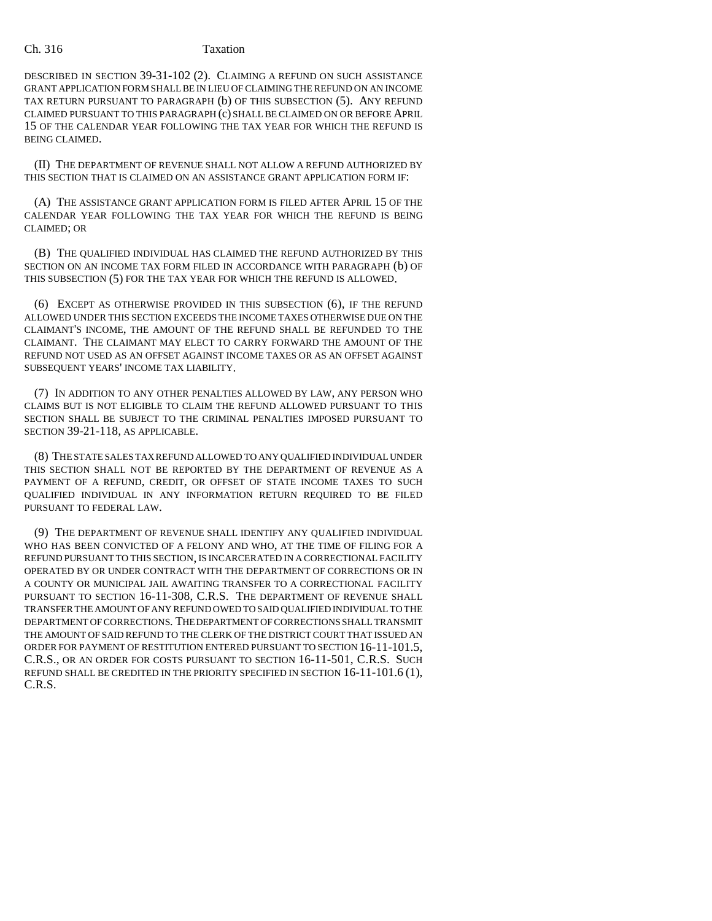DESCRIBED IN SECTION 39-31-102 (2). CLAIMING A REFUND ON SUCH ASSISTANCE GRANT APPLICATION FORM SHALL BE IN LIEU OF CLAIMING THE REFUND ON AN INCOME TAX RETURN PURSUANT TO PARAGRAPH (b) OF THIS SUBSECTION (5). ANY REFUND CLAIMED PURSUANT TO THIS PARAGRAPH (c) SHALL BE CLAIMED ON OR BEFORE APRIL 15 OF THE CALENDAR YEAR FOLLOWING THE TAX YEAR FOR WHICH THE REFUND IS BEING CLAIMED.

(II) THE DEPARTMENT OF REVENUE SHALL NOT ALLOW A REFUND AUTHORIZED BY THIS SECTION THAT IS CLAIMED ON AN ASSISTANCE GRANT APPLICATION FORM IF:

(A) THE ASSISTANCE GRANT APPLICATION FORM IS FILED AFTER APRIL 15 OF THE CALENDAR YEAR FOLLOWING THE TAX YEAR FOR WHICH THE REFUND IS BEING CLAIMED; OR

(B) THE QUALIFIED INDIVIDUAL HAS CLAIMED THE REFUND AUTHORIZED BY THIS SECTION ON AN INCOME TAX FORM FILED IN ACCORDANCE WITH PARAGRAPH (b) OF THIS SUBSECTION (5) FOR THE TAX YEAR FOR WHICH THE REFUND IS ALLOWED.

(6) EXCEPT AS OTHERWISE PROVIDED IN THIS SUBSECTION (6), IF THE REFUND ALLOWED UNDER THIS SECTION EXCEEDS THE INCOME TAXES OTHERWISE DUE ON THE CLAIMANT'S INCOME, THE AMOUNT OF THE REFUND SHALL BE REFUNDED TO THE CLAIMANT. THE CLAIMANT MAY ELECT TO CARRY FORWARD THE AMOUNT OF THE REFUND NOT USED AS AN OFFSET AGAINST INCOME TAXES OR AS AN OFFSET AGAINST SUBSEQUENT YEARS' INCOME TAX LIABILITY.

(7) IN ADDITION TO ANY OTHER PENALTIES ALLOWED BY LAW, ANY PERSON WHO CLAIMS BUT IS NOT ELIGIBLE TO CLAIM THE REFUND ALLOWED PURSUANT TO THIS SECTION SHALL BE SUBJECT TO THE CRIMINAL PENALTIES IMPOSED PURSUANT TO SECTION 39-21-118, AS APPLICABLE.

(8) THE STATE SALES TAX REFUND ALLOWED TO ANY QUALIFIED INDIVIDUAL UNDER THIS SECTION SHALL NOT BE REPORTED BY THE DEPARTMENT OF REVENUE AS A PAYMENT OF A REFUND, CREDIT, OR OFFSET OF STATE INCOME TAXES TO SUCH QUALIFIED INDIVIDUAL IN ANY INFORMATION RETURN REQUIRED TO BE FILED PURSUANT TO FEDERAL LAW.

(9) THE DEPARTMENT OF REVENUE SHALL IDENTIFY ANY QUALIFIED INDIVIDUAL WHO HAS BEEN CONVICTED OF A FELONY AND WHO, AT THE TIME OF FILING FOR A REFUND PURSUANT TO THIS SECTION, IS INCARCERATED IN A CORRECTIONAL FACILITY OPERATED BY OR UNDER CONTRACT WITH THE DEPARTMENT OF CORRECTIONS OR IN A COUNTY OR MUNICIPAL JAIL AWAITING TRANSFER TO A CORRECTIONAL FACILITY PURSUANT TO SECTION 16-11-308, C.R.S. THE DEPARTMENT OF REVENUE SHALL TRANSFER THE AMOUNT OF ANY REFUND OWED TO SAID QUALIFIED INDIVIDUAL TO THE DEPARTMENT OF CORRECTIONS. THE DEPARTMENT OF CORRECTIONS SHALL TRANSMIT THE AMOUNT OF SAID REFUND TO THE CLERK OF THE DISTRICT COURT THAT ISSUED AN ORDER FOR PAYMENT OF RESTITUTION ENTERED PURSUANT TO SECTION 16-11-101.5, C.R.S., OR AN ORDER FOR COSTS PURSUANT TO SECTION 16-11-501, C.R.S. SUCH REFUND SHALL BE CREDITED IN THE PRIORITY SPECIFIED IN SECTION 16-11-101.6 (1), C.R.S.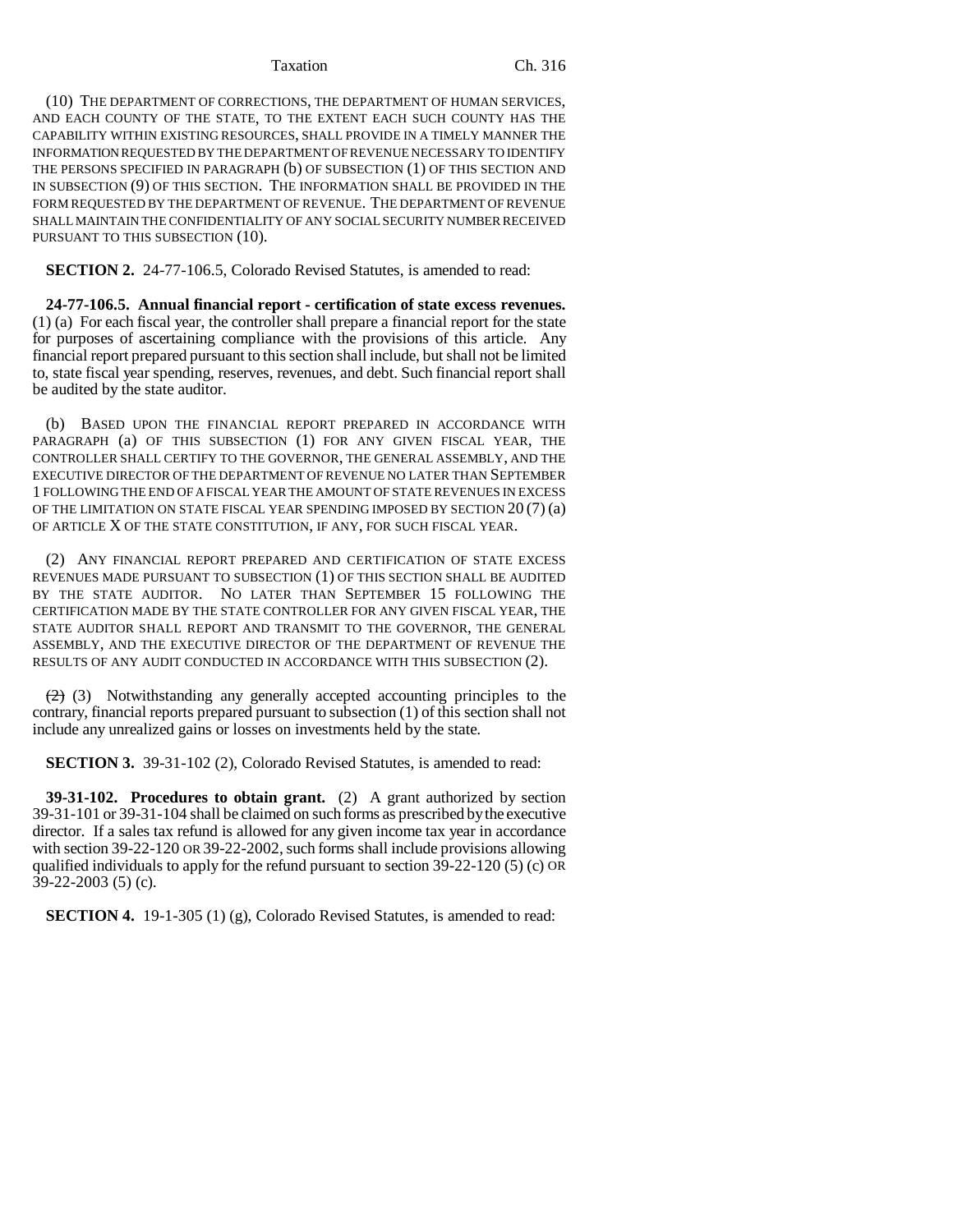(10) THE DEPARTMENT OF CORRECTIONS, THE DEPARTMENT OF HUMAN SERVICES, AND EACH COUNTY OF THE STATE, TO THE EXTENT EACH SUCH COUNTY HAS THE CAPABILITY WITHIN EXISTING RESOURCES, SHALL PROVIDE IN A TIMELY MANNER THE INFORMATION REQUESTED BY THE DEPARTMENT OF REVENUE NECESSARY TO IDENTIFY THE PERSONS SPECIFIED IN PARAGRAPH (b) OF SUBSECTION (1) OF THIS SECTION AND IN SUBSECTION (9) OF THIS SECTION. THE INFORMATION SHALL BE PROVIDED IN THE FORM REQUESTED BY THE DEPARTMENT OF REVENUE. THE DEPARTMENT OF REVENUE SHALL MAINTAIN THE CONFIDENTIALITY OF ANY SOCIAL SECURITY NUMBER RECEIVED PURSUANT TO THIS SUBSECTION (10).

**SECTION 2.** 24-77-106.5, Colorado Revised Statutes, is amended to read:

**24-77-106.5. Annual financial report - certification of state excess revenues.** (1) (a) For each fiscal year, the controller shall prepare a financial report for the state for purposes of ascertaining compliance with the provisions of this article. Any financial report prepared pursuant to this section shall include, but shall not be limited to, state fiscal year spending, reserves, revenues, and debt. Such financial report shall be audited by the state auditor.

(b) BASED UPON THE FINANCIAL REPORT PREPARED IN ACCORDANCE WITH PARAGRAPH (a) OF THIS SUBSECTION (1) FOR ANY GIVEN FISCAL YEAR, THE CONTROLLER SHALL CERTIFY TO THE GOVERNOR, THE GENERAL ASSEMBLY, AND THE EXECUTIVE DIRECTOR OF THE DEPARTMENT OF REVENUE NO LATER THAN SEPTEMBER 1 FOLLOWING THE END OF A FISCAL YEAR THE AMOUNT OF STATE REVENUES IN EXCESS OF THE LIMITATION ON STATE FISCAL YEAR SPENDING IMPOSED BY SECTION 20 (7) (a) OF ARTICLE X OF THE STATE CONSTITUTION, IF ANY, FOR SUCH FISCAL YEAR.

(2) ANY FINANCIAL REPORT PREPARED AND CERTIFICATION OF STATE EXCESS REVENUES MADE PURSUANT TO SUBSECTION (1) OF THIS SECTION SHALL BE AUDITED BY THE STATE AUDITOR. NO LATER THAN SEPTEMBER 15 FOLLOWING THE CERTIFICATION MADE BY THE STATE CONTROLLER FOR ANY GIVEN FISCAL YEAR, THE STATE AUDITOR SHALL REPORT AND TRANSMIT TO THE GOVERNOR, THE GENERAL ASSEMBLY, AND THE EXECUTIVE DIRECTOR OF THE DEPARTMENT OF REVENUE THE RESULTS OF ANY AUDIT CONDUCTED IN ACCORDANCE WITH THIS SUBSECTION (2).

~~(2)~~ (3) Notwithstanding any generally accepted accounting principles to the contrary, financial reports prepared pursuant to subsection (1) of this section shall not include any unrealized gains or losses on investments held by the state.

**SECTION 3.** 39-31-102 (2), Colorado Revised Statutes, is amended to read:

**39-31-102. Procedures to obtain grant.** (2) A grant authorized by section 39-31-101 or 39-31-104 shall be claimed on such forms as prescribed by the executive director. If a sales tax refund is allowed for any given income tax year in accordance with section 39-22-120 OR 39-22-2002, such forms shall include provisions allowing qualified individuals to apply for the refund pursuant to section 39-22-120 (5) (c) OR 39-22-2003 (5) (c).

**SECTION 4.** 19-1-305 (1) (g), Colorado Revised Statutes, is amended to read: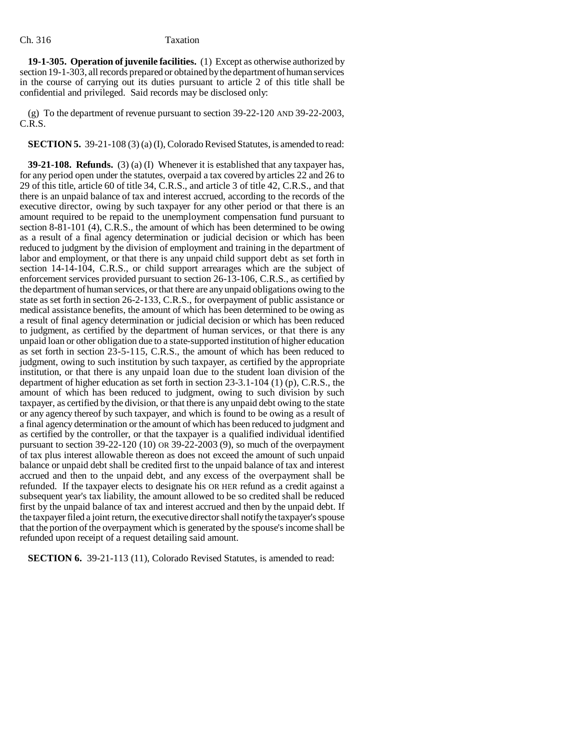**19-1-305. Operation of juvenile facilities.** (1) Except as otherwise authorized by section 19-1-303, all records prepared or obtained by the department of human services in the course of carrying out its duties pursuant to article 2 of this title shall be confidential and privileged. Said records may be disclosed only:

(g) To the department of revenue pursuant to section 39-22-120 AND 39-22-2003, C.R.S.

**SECTION 5.** 39-21-108 (3) (a) (I), Colorado Revised Statutes, is amended to read:

**39-21-108. Refunds.** (3) (a) (I) Whenever it is established that any taxpayer has, for any period open under the statutes, overpaid a tax covered by articles 22 and 26 to 29 of this title, article 60 of title 34, C.R.S., and article 3 of title 42, C.R.S., and that there is an unpaid balance of tax and interest accrued, according to the records of the executive director, owing by such taxpayer for any other period or that there is an amount required to be repaid to the unemployment compensation fund pursuant to section 8-81-101 (4), C.R.S., the amount of which has been determined to be owing as a result of a final agency determination or judicial decision or which has been reduced to judgment by the division of employment and training in the department of labor and employment, or that there is any unpaid child support debt as set forth in section 14-14-104, C.R.S., or child support arrearages which are the subject of enforcement services provided pursuant to section 26-13-106, C.R.S., as certified by the department of human services, or that there are any unpaid obligations owing to the state as set forth in section 26-2-133, C.R.S., for overpayment of public assistance or medical assistance benefits, the amount of which has been determined to be owing as a result of final agency determination or judicial decision or which has been reduced to judgment, as certified by the department of human services, or that there is any unpaid loan or other obligation due to a state-supported institution of higher education as set forth in section 23-5-115, C.R.S., the amount of which has been reduced to judgment, owing to such institution by such taxpayer, as certified by the appropriate institution, or that there is any unpaid loan due to the student loan division of the department of higher education as set forth in section 23-3.1-104 (1) (p), C.R.S., the amount of which has been reduced to judgment, owing to such division by such taxpayer, as certified by the division, or that there is any unpaid debt owing to the state or any agency thereof by such taxpayer, and which is found to be owing as a result of a final agency determination or the amount of which has been reduced to judgment and as certified by the controller, or that the taxpayer is a qualified individual identified pursuant to section 39-22-120 (10) OR 39-22-2003 (9), so much of the overpayment of tax plus interest allowable thereon as does not exceed the amount of such unpaid balance or unpaid debt shall be credited first to the unpaid balance of tax and interest accrued and then to the unpaid debt, and any excess of the overpayment shall be refunded. If the taxpayer elects to designate his OR HER refund as a credit against a subsequent year's tax liability, the amount allowed to be so credited shall be reduced first by the unpaid balance of tax and interest accrued and then by the unpaid debt. If the taxpayer filed a joint return, the executive director shall notify the taxpayer's spouse that the portion of the overpayment which is generated by the spouse's income shall be refunded upon receipt of a request detailing said amount.

**SECTION 6.** 39-21-113 (11), Colorado Revised Statutes, is amended to read: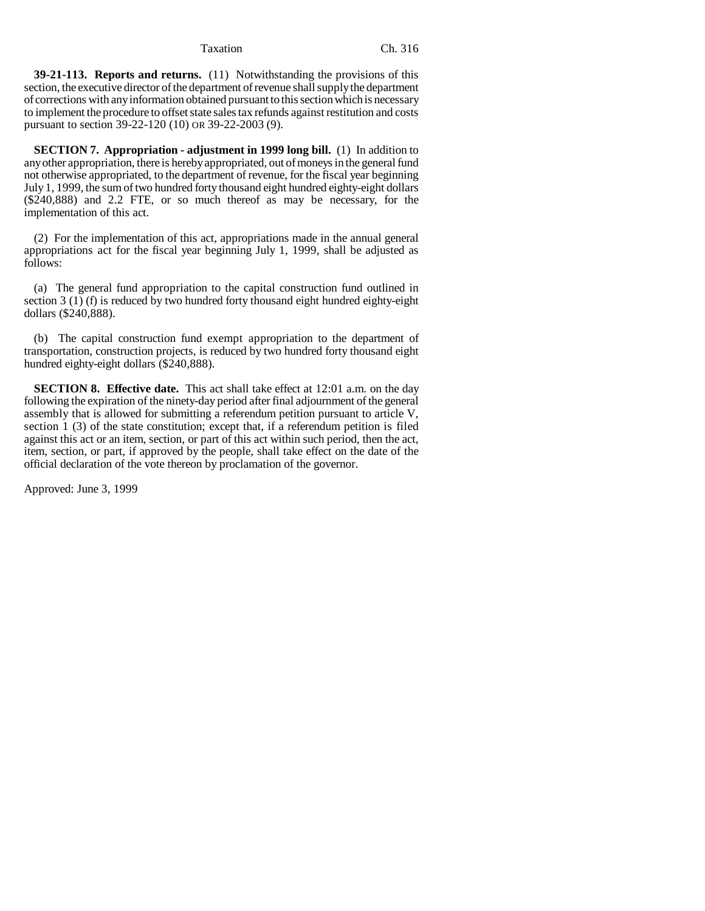**39-21-113. Reports and returns.** (11) Notwithstanding the provisions of this section, the executive director of the department of revenue shall supply the department of corrections with any information obtained pursuant to this section which is necessary to implement the procedure to offset state sales tax refunds against restitution and costs pursuant to section 39-22-120 (10) OR 39-22-2003 (9).

**SECTION 7. Appropriation - adjustment in 1999 long bill.** (1) In addition to any other appropriation, there is hereby appropriated, out of moneys in the general fund not otherwise appropriated, to the department of revenue, for the fiscal year beginning July 1, 1999, the sum of two hundred forty thousand eight hundred eighty-eight dollars ($240,888) and 2.2 FTE, or so much thereof as may be necessary, for the implementation of this act.

(2) For the implementation of this act, appropriations made in the annual general appropriations act for the fiscal year beginning July 1, 1999, shall be adjusted as follows:

(a) The general fund appropriation to the capital construction fund outlined in section 3 (1) (f) is reduced by two hundred forty thousand eight hundred eighty-eight dollars ($240,888).

(b) The capital construction fund exempt appropriation to the department of transportation, construction projects, is reduced by two hundred forty thousand eight hundred eighty-eight dollars ($240,888).

**SECTION 8. Effective date.** This act shall take effect at 12:01 a.m. on the day following the expiration of the ninety-day period after final adjournment of the general assembly that is allowed for submitting a referendum petition pursuant to article V, section 1 (3) of the state constitution; except that, if a referendum petition is filed against this act or an item, section, or part of this act within such period, then the act, item, section, or part, if approved by the people, shall take effect on the date of the official declaration of the vote thereon by proclamation of the governor.

Approved: June 3, 1999